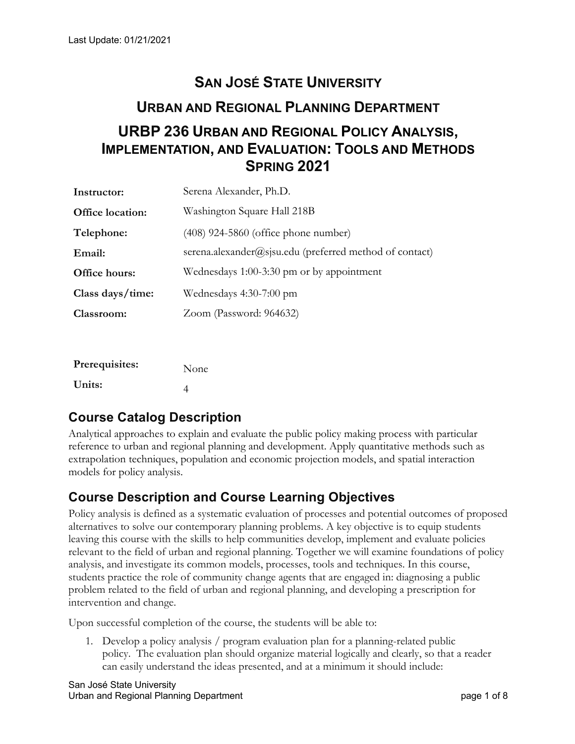Last Update: 01/21/2021

# San José State University

## Urban and Regional Planning Department

## URBP 236 Urban and Regional Policy Analysis, Implementation, and Evaluation: Tools and Methods Spring 2021

| | |
|---|---|
| **Instructor:** | Serena Alexander, Ph.D. |
| **Office location:** | Washington Square Hall 218B |
| **Telephone:** | (408) 924-5860 (office phone number) |
| **Email:** | serena.alexander@sjsu.edu (preferred method of contact) |
| **Office hours:** | Wednesdays 1:00-3:30 pm or by appointment |
| **Class days/time:** | Wednesdays 4:30-7:00 pm |
| **Classroom:** | Zoom (Password: 964632) |

| | |
|---|---|
| **Prerequisites:** | None |
| **Units:** | 4 |

## Course Catalog Description

Analytical approaches to explain and evaluate the public policy making process with particular reference to urban and regional planning and development. Apply quantitative methods such as extrapolation techniques, population and economic projection models, and spatial interaction models for policy analysis.

## Course Description and Course Learning Objectives

Policy analysis is defined as a systematic evaluation of processes and potential outcomes of proposed alternatives to solve our contemporary planning problems. A key objective is to equip students leaving this course with the skills to help communities develop, implement and evaluate policies relevant to the field of urban and regional planning. Together we will examine foundations of policy analysis, and investigate its common models, processes, tools and techniques. In this course, students practice the role of community change agents that are engaged in: diagnosing a public problem related to the field of urban and regional planning, and developing a prescription for intervention and change.

Upon successful completion of the course, the students will be able to:

1. Develop a policy analysis / program evaluation plan for a planning-related public policy. The evaluation plan should organize material logically and clearly, so that a reader can easily understand the ideas presented, and at a minimum it should include: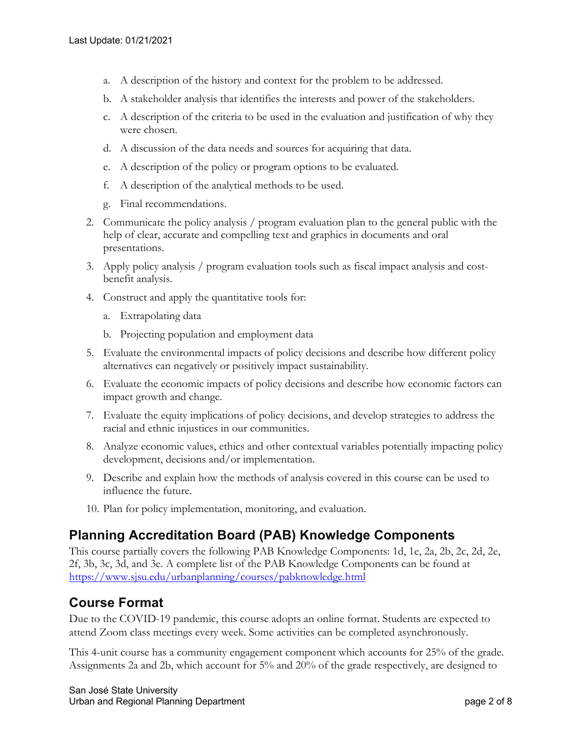a. A description of the history and context for the problem to be addressed.
   b. A stakeholder analysis that identifies the interests and power of the stakeholders.
   c. A description of the criteria to be used in the evaluation and justification of why they were chosen.
   d. A discussion of the data needs and sources for acquiring that data.
   e. A description of the policy or program options to be evaluated.
   f. A description of the analytical methods to be used.
   g. Final recommendations.
2. Communicate the policy analysis / program evaluation plan to the general public with the help of clear, accurate and compelling text and graphics in documents and oral presentations.
3. Apply policy analysis / program evaluation tools such as fiscal impact analysis and cost-benefit analysis.
4. Construct and apply the quantitative tools for:
   a. Extrapolating data
   b. Projecting population and employment data
5. Evaluate the environmental impacts of policy decisions and describe how different policy alternatives can negatively or positively impact sustainability.
6. Evaluate the economic impacts of policy decisions and describe how economic factors can impact growth and change.
7. Evaluate the equity implications of policy decisions, and develop strategies to address the racial and ethnic injustices in our communities.
8. Analyze economic values, ethics and other contextual variables potentially impacting policy development, decisions and/or implementation.
9. Describe and explain how the methods of analysis covered in this course can be used to influence the future.
10. Plan for policy implementation, monitoring, and evaluation.

## Planning Accreditation Board (PAB) Knowledge Components

This course partially covers the following PAB Knowledge Components: 1d, 1e, 2a, 2b, 2c, 2d, 2e, 2f, 3b, 3c, 3d, and 3e. A complete list of the PAB Knowledge Components can be found at https://www.sjsu.edu/urbanplanning/courses/pabknowledge.html

## Course Format

Due to the COVID-19 pandemic, this course adopts an online format. Students are expected to attend Zoom class meetings every week. Some activities can be completed asynchronously.

This 4-unit course has a community engagement component which accounts for 25% of the grade. Assignments 2a and 2b, which account for 5% and 20% of the grade respectively, are designed to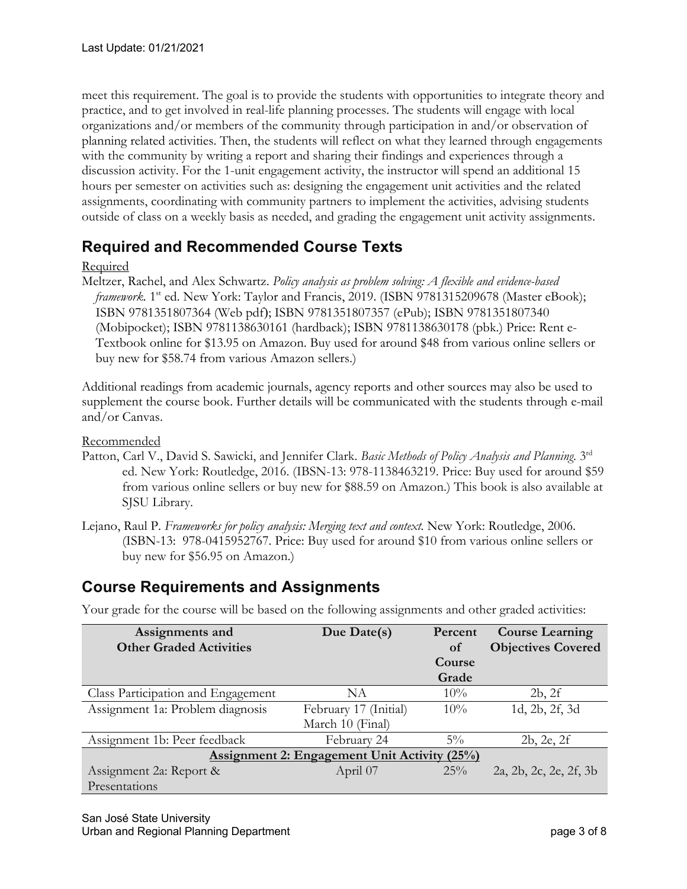meet this requirement. The goal is to provide the students with opportunities to integrate theory and practice, and to get involved in real-life planning processes. The students will engage with local organizations and/or members of the community through participation in and/or observation of planning related activities. Then, the students will reflect on what they learned through engagements with the community by writing a report and sharing their findings and experiences through a discussion activity. For the 1-unit engagement activity, the instructor will spend an additional 15 hours per semester on activities such as: designing the engagement unit activities and the related assignments, coordinating with community partners to implement the activities, advising students outside of class on a weekly basis as needed, and grading the engagement unit activity assignments.

## Required and Recommended Course Texts

Required

Meltzer, Rachel, and Alex Schwartz. *Policy analysis as problem solving: A flexible and evidence-based framework.* 1st ed. New York: Taylor and Francis, 2019. (ISBN 9781315209678 (Master eBook); ISBN 9781351807364 (Web pdf); ISBN 9781351807357 (ePub); ISBN 9781351807340 (Mobipocket); ISBN 9781138630161 (hardback); ISBN 9781138630178 (pbk.) Price: Rent e-Textbook online for $13.95 on Amazon. Buy used for around $48 from various online sellers or buy new for $58.74 from various Amazon sellers.)

Additional readings from academic journals, agency reports and other sources may also be used to supplement the course book. Further details will be communicated with the students through e-mail and/or Canvas.

Recommended

Patton, Carl V., David S. Sawicki, and Jennifer Clark. *Basic Methods of Policy Analysis and Planning.* 3rd ed. New York: Routledge, 2016. (IBSN-13: 978-1138463219. Price: Buy used for around $59 from various online sellers or buy new for $88.59 on Amazon.) This book is also available at SJSU Library.

Lejano, Raul P. *Frameworks for policy analysis: Merging text and context.* New York: Routledge, 2006. (ISBN-13: 978-0415952767. Price: Buy used for around $10 from various online sellers or buy new for $56.95 on Amazon.)

## Course Requirements and Assignments

Your grade for the course will be based on the following assignments and other graded activities:

| Assignments and Other Graded Activities | Due Date(s) | Percent of Course Grade | Course Learning Objectives Covered |
|---|---|---|---|
| Class Participation and Engagement | NA | 10% | 2b, 2f |
| Assignment 1a: Problem diagnosis | February 17 (Initial) March 10 (Final) | 10% | 1d, 2b, 2f, 3d |
| Assignment 1b: Peer feedback | February 24 | 5% | 2b, 2e, 2f |
| **Assignment 2: Engagement Unit Activity (25%)** | | | |
| Assignment 2a: Report & Presentations | April 07 | 25% | 2a, 2b, 2c, 2e, 2f, 3b |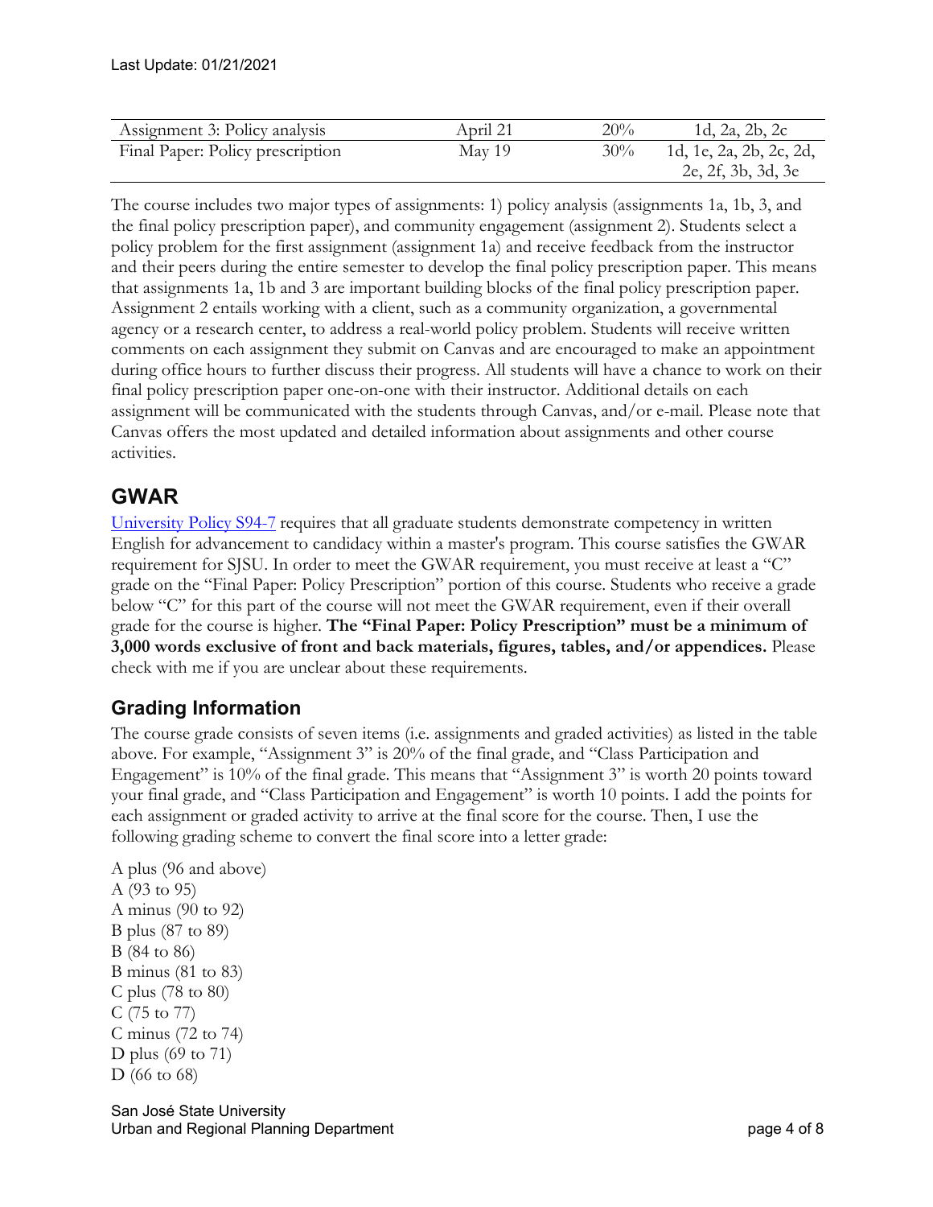| | | | |
|---|---|---|---|
| Assignment 3: Policy analysis | April 21 | 20% | 1d, 2a, 2b, 2c |
| Final Paper: Policy prescription | May 19 | 30% | 1d, 1e, 2a, 2b, 2c, 2d, 2e, 2f, 3b, 3d, 3e |

The course includes two major types of assignments: 1) policy analysis (assignments 1a, 1b, 3, and the final policy prescription paper), and community engagement (assignment 2). Students select a policy problem for the first assignment (assignment 1a) and receive feedback from the instructor and their peers during the entire semester to develop the final policy prescription paper. This means that assignments 1a, 1b and 3 are important building blocks of the final policy prescription paper. Assignment 2 entails working with a client, such as a community organization, a governmental agency or a research center, to address a real-world policy problem. Students will receive written comments on each assignment they submit on Canvas and are encouraged to make an appointment during office hours to further discuss their progress. All students will have a chance to work on their final policy prescription paper one-on-one with their instructor. Additional details on each assignment will be communicated with the students through Canvas, and/or e-mail. Please note that Canvas offers the most updated and detailed information about assignments and other course activities.

## GWAR

University Policy S94-7 requires that all graduate students demonstrate competency in written English for advancement to candidacy within a master's program. This course satisfies the GWAR requirement for SJSU. In order to meet the GWAR requirement, you must receive at least a "C" grade on the "Final Paper: Policy Prescription" portion of this course. Students who receive a grade below "C" for this part of the course will not meet the GWAR requirement, even if their overall grade for the course is higher. **The "Final Paper: Policy Prescription" must be a minimum of 3,000 words exclusive of front and back materials, figures, tables, and/or appendices.** Please check with me if you are unclear about these requirements.

## Grading Information

The course grade consists of seven items (i.e. assignments and graded activities) as listed in the table above. For example, "Assignment 3" is 20% of the final grade, and "Class Participation and Engagement" is 10% of the final grade. This means that "Assignment 3" is worth 20 points toward your final grade, and "Class Participation and Engagement" is worth 10 points. I add the points for each assignment or graded activity to arrive at the final score for the course. Then, I use the following grading scheme to convert the final score into a letter grade:

A plus (96 and above)
A (93 to 95)
A minus (90 to 92)
B plus (87 to 89)
B (84 to 86)
B minus (81 to 83)
C plus (78 to 80)
C (75 to 77)
C minus (72 to 74)
D plus (69 to 71)
D (66 to 68)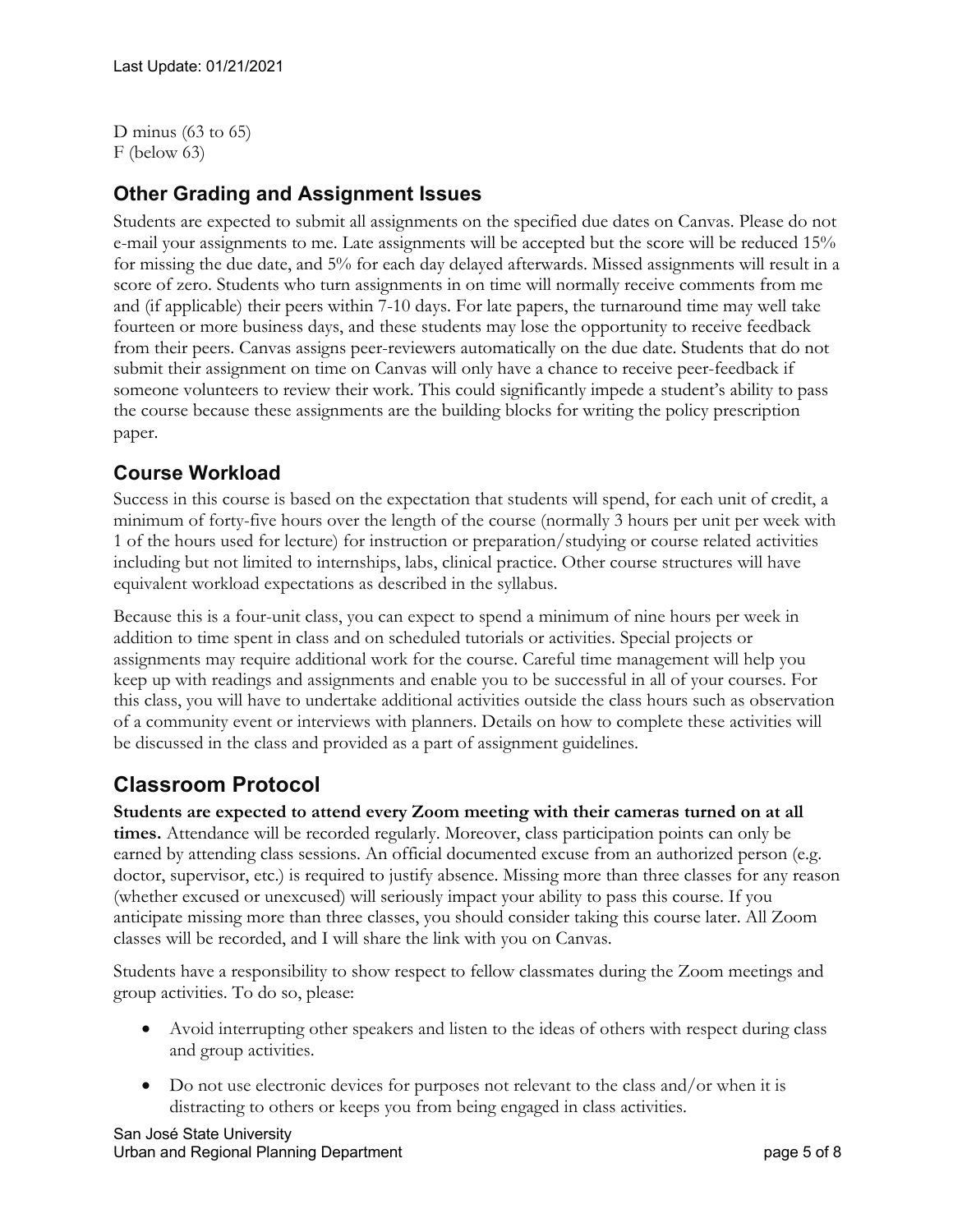D minus (63 to 65)
F (below 63)

## Other Grading and Assignment Issues

Students are expected to submit all assignments on the specified due dates on Canvas. Please do not e-mail your assignments to me. Late assignments will be accepted but the score will be reduced 15% for missing the due date, and 5% for each day delayed afterwards. Missed assignments will result in a score of zero. Students who turn assignments in on time will normally receive comments from me and (if applicable) their peers within 7-10 days. For late papers, the turnaround time may well take fourteen or more business days, and these students may lose the opportunity to receive feedback from their peers. Canvas assigns peer-reviewers automatically on the due date. Students that do not submit their assignment on time on Canvas will only have a chance to receive peer-feedback if someone volunteers to review their work. This could significantly impede a student's ability to pass the course because these assignments are the building blocks for writing the policy prescription paper.

## Course Workload

Success in this course is based on the expectation that students will spend, for each unit of credit, a minimum of forty-five hours over the length of the course (normally 3 hours per unit per week with 1 of the hours used for lecture) for instruction or preparation/studying or course related activities including but not limited to internships, labs, clinical practice. Other course structures will have equivalent workload expectations as described in the syllabus.

Because this is a four-unit class, you can expect to spend a minimum of nine hours per week in addition to time spent in class and on scheduled tutorials or activities. Special projects or assignments may require additional work for the course. Careful time management will help you keep up with readings and assignments and enable you to be successful in all of your courses. For this class, you will have to undertake additional activities outside the class hours such as observation of a community event or interviews with planners. Details on how to complete these activities will be discussed in the class and provided as a part of assignment guidelines.

# Classroom Protocol

**Students are expected to attend every Zoom meeting with their cameras turned on at all times.** Attendance will be recorded regularly. Moreover, class participation points can only be earned by attending class sessions. An official documented excuse from an authorized person (e.g. doctor, supervisor, etc.) is required to justify absence. Missing more than three classes for any reason (whether excused or unexcused) will seriously impact your ability to pass this course. If you anticipate missing more than three classes, you should consider taking this course later. All Zoom classes will be recorded, and I will share the link with you on Canvas.

Students have a responsibility to show respect to fellow classmates during the Zoom meetings and group activities. To do so, please:

- Avoid interrupting other speakers and listen to the ideas of others with respect during class and group activities.
- Do not use electronic devices for purposes not relevant to the class and/or when it is distracting to others or keeps you from being engaged in class activities.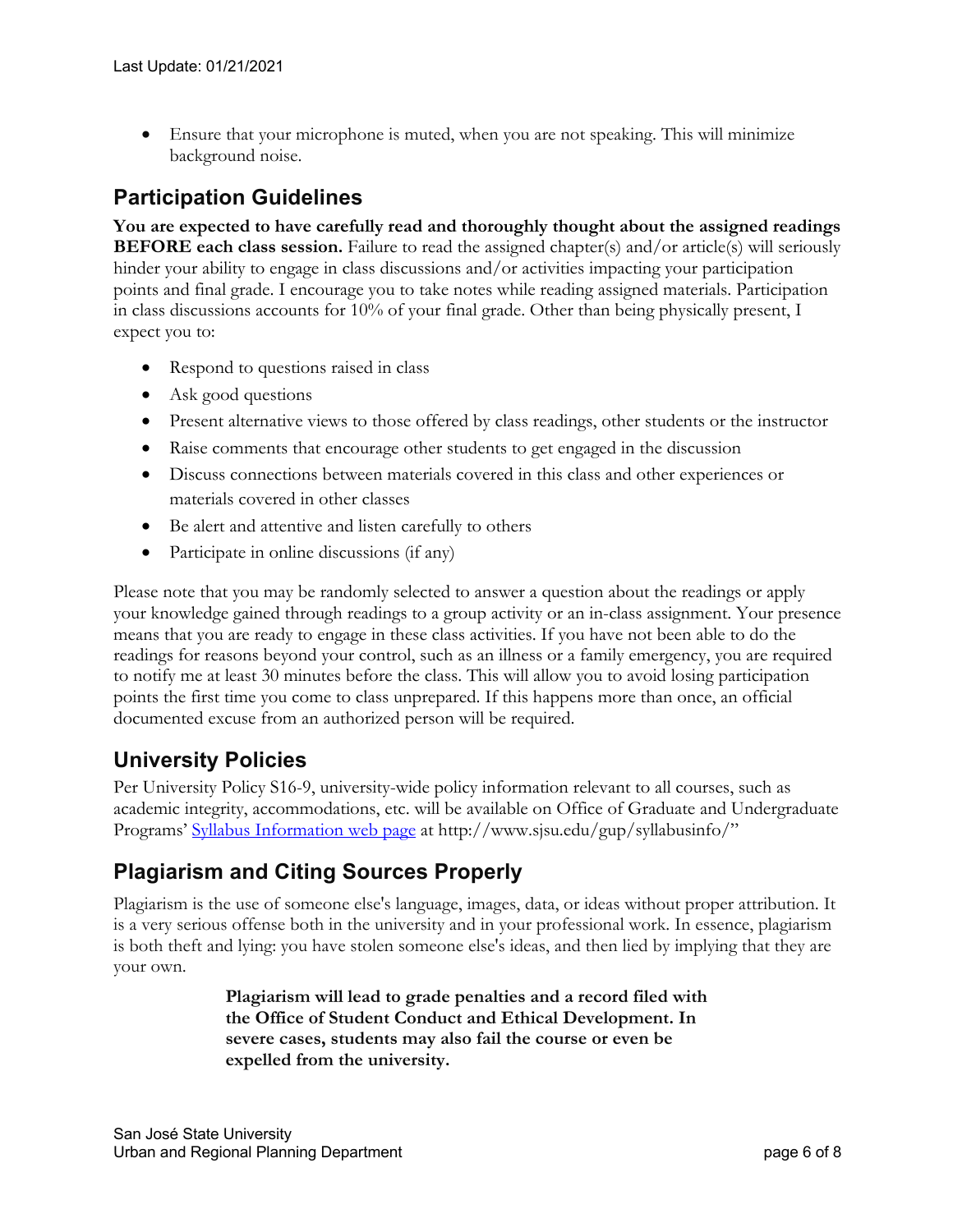- Ensure that your microphone is muted, when you are not speaking. This will minimize background noise.

## Participation Guidelines

**You are expected to have carefully read and thoroughly thought about the assigned readings BEFORE each class session.** Failure to read the assigned chapter(s) and/or article(s) will seriously hinder your ability to engage in class discussions and/or activities impacting your participation points and final grade. I encourage you to take notes while reading assigned materials. Participation in class discussions accounts for 10% of your final grade. Other than being physically present, I expect you to:

- Respond to questions raised in class
- Ask good questions
- Present alternative views to those offered by class readings, other students or the instructor
- Raise comments that encourage other students to get engaged in the discussion
- Discuss connections between materials covered in this class and other experiences or materials covered in other classes
- Be alert and attentive and listen carefully to others
- Participate in online discussions (if any)

Please note that you may be randomly selected to answer a question about the readings or apply your knowledge gained through readings to a group activity or an in-class assignment. Your presence means that you are ready to engage in these class activities. If you have not been able to do the readings for reasons beyond your control, such as an illness or a family emergency, you are required to notify me at least 30 minutes before the class. This will allow you to avoid losing participation points the first time you come to class unprepared. If this happens more than once, an official documented excuse from an authorized person will be required.

## University Policies

Per University Policy S16-9, university-wide policy information relevant to all courses, such as academic integrity, accommodations, etc. will be available on Office of Graduate and Undergraduate Programs' [Syllabus Information web page](http://www.sjsu.edu/gup/syllabusinfo/) at http://www.sjsu.edu/gup/syllabusinfo/"

## Plagiarism and Citing Sources Properly

Plagiarism is the use of someone else's language, images, data, or ideas without proper attribution. It is a very serious offense both in the university and in your professional work. In essence, plagiarism is both theft and lying: you have stolen someone else's ideas, and then lied by implying that they are your own.

> **Plagiarism will lead to grade penalties and a record filed with the Office of Student Conduct and Ethical Development. In severe cases, students may also fail the course or even be expelled from the university.**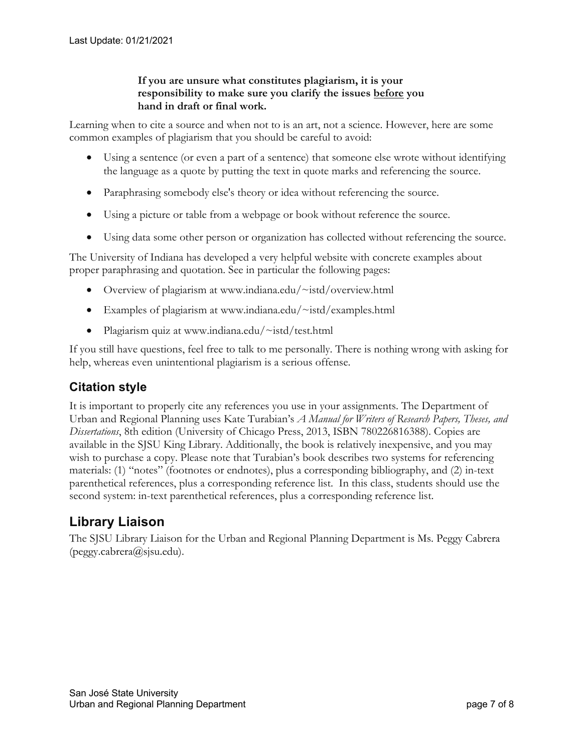**If you are unsure what constitutes plagiarism, it is your responsibility to make sure you clarify the issues before you hand in draft or final work.**

Learning when to cite a source and when not to is an art, not a science. However, here are some common examples of plagiarism that you should be careful to avoid:

- Using a sentence (or even a part of a sentence) that someone else wrote without identifying the language as a quote by putting the text in quote marks and referencing the source.
- Paraphrasing somebody else's theory or idea without referencing the source.
- Using a picture or table from a webpage or book without reference the source.
- Using data some other person or organization has collected without referencing the source.

The University of Indiana has developed a very helpful website with concrete examples about proper paraphrasing and quotation. See in particular the following pages:

- Overview of plagiarism at www.indiana.edu/~istd/overview.html
- Examples of plagiarism at www.indiana.edu/~istd/examples.html
- Plagiarism quiz at www.indiana.edu/~istd/test.html

If you still have questions, feel free to talk to me personally. There is nothing wrong with asking for help, whereas even unintentional plagiarism is a serious offense.

## Citation style

It is important to properly cite any references you use in your assignments. The Department of Urban and Regional Planning uses Kate Turabian's *A Manual for Writers of Research Papers, Theses, and Dissertations*, 8th edition (University of Chicago Press, 2013, ISBN 780226816388). Copies are available in the SJSU King Library. Additionally, the book is relatively inexpensive, and you may wish to purchase a copy. Please note that Turabian's book describes two systems for referencing materials: (1) "notes" (footnotes or endnotes), plus a corresponding bibliography, and (2) in-text parenthetical references, plus a corresponding reference list. In this class, students should use the second system: in-text parenthetical references, plus a corresponding reference list.

## Library Liaison

The SJSU Library Liaison for the Urban and Regional Planning Department is Ms. Peggy Cabrera (peggy.cabrera@sjsu.edu).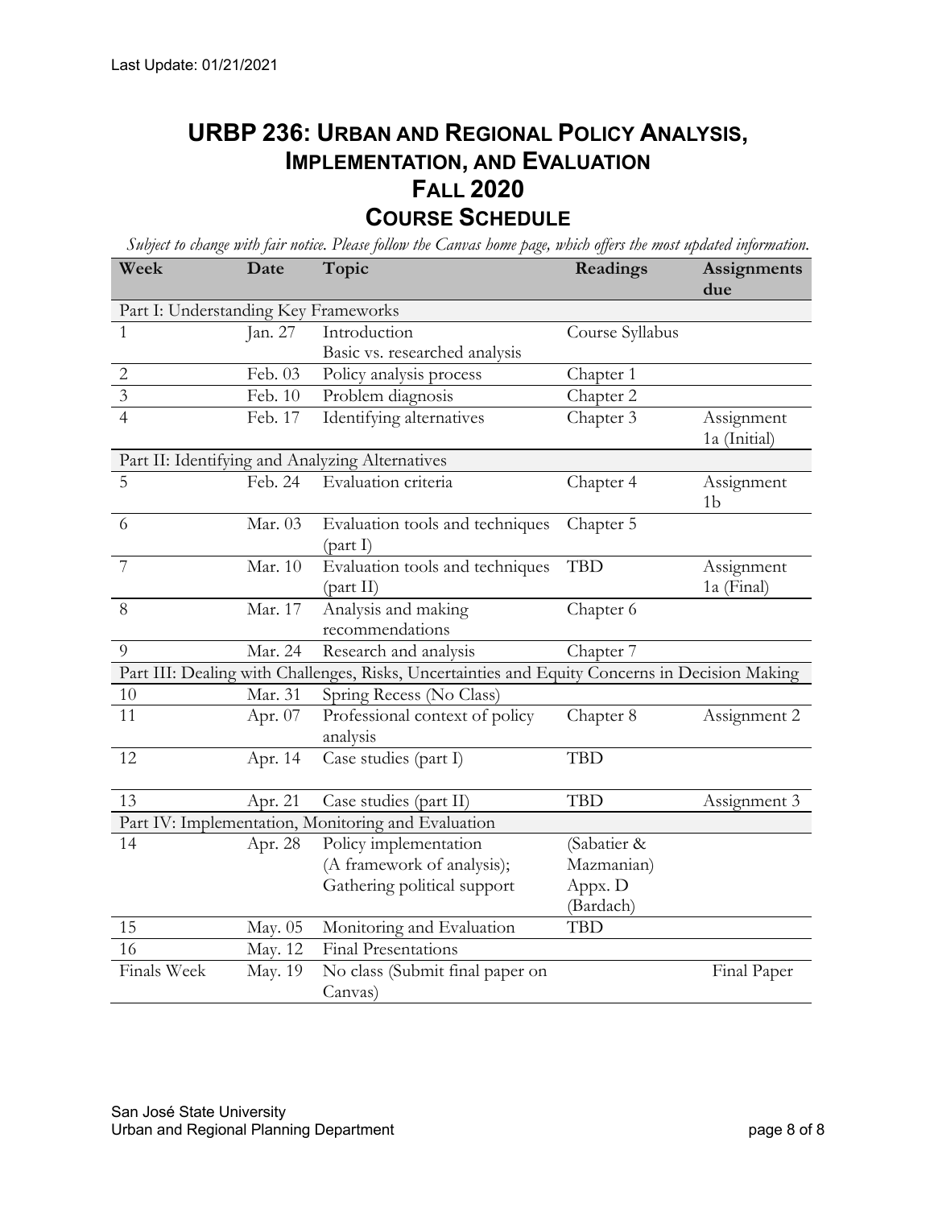Last Update: 01/21/2021

# URBP 236: Urban and Regional Policy Analysis, Implementation, and Evaluation
# Fall 2020
## Course Schedule

*Subject to change with fair notice. Please follow the Canvas home page, which offers the most updated information.*

| Week | Date | Topic | Readings | Assignments due |
|---|---|---|---|---|
| Part I: Understanding Key Frameworks | | | | |
| 1 | Jan. 27 | Introduction<br>Basic vs. researched analysis | Course Syllabus | |
| 2 | Feb. 03 | Policy analysis process | Chapter 1 | |
| 3 | Feb. 10 | Problem diagnosis | Chapter 2 | |
| 4 | Feb. 17 | Identifying alternatives | Chapter 3 | Assignment 1a (Initial) |
| Part II: Identifying and Analyzing Alternatives | | | | |
| 5 | Feb. 24 | Evaluation criteria | Chapter 4 | Assignment 1b |
| 6 | Mar. 03 | Evaluation tools and techniques (part I) | Chapter 5 | |
| 7 | Mar. 10 | Evaluation tools and techniques (part II) | TBD | Assignment 1a (Final) |
| 8 | Mar. 17 | Analysis and making recommendations | Chapter 6 | |
| 9 | Mar. 24 | Research and analysis | Chapter 7 | |
| Part III: Dealing with Challenges, Risks, Uncertainties and Equity Concerns in Decision Making | | | | |
| 10 | Mar. 31 | Spring Recess (No Class) | | |
| 11 | Apr. 07 | Professional context of policy analysis | Chapter 8 | Assignment 2 |
| 12 | Apr. 14 | Case studies (part I) | TBD | |
| 13 | Apr. 21 | Case studies (part II) | TBD | Assignment 3 |
| Part IV: Implementation, Monitoring and Evaluation | | | | |
| 14 | Apr. 28 | Policy implementation (A framework of analysis); Gathering political support | (Sabatier & Mazmanian) Appx. D (Bardach) | |
| 15 | May. 05 | Monitoring and Evaluation | TBD | |
| 16 | May. 12 | Final Presentations | | |
| Finals Week | May. 19 | No class (Submit final paper on Canvas) | | Final Paper |

San José State University
Urban and Regional Planning Department